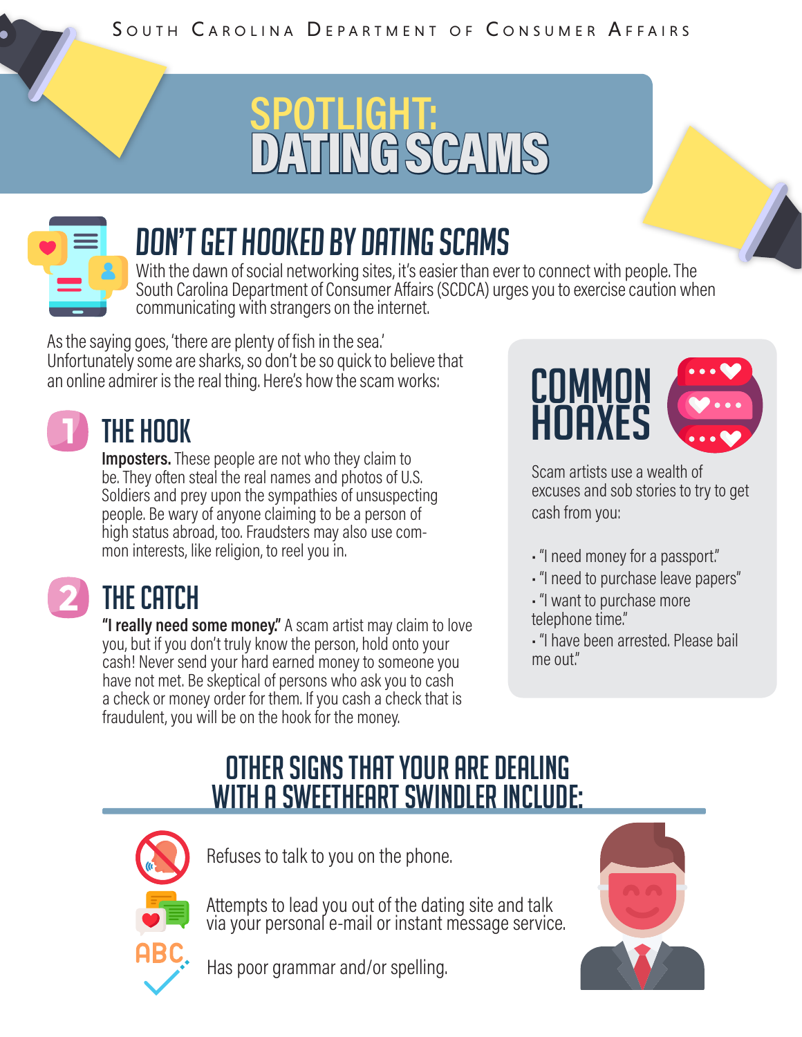South Carolina Department of Consumer Affairs

# SPOTLIGHT: DATING SCAMS

## DON'T GET HOOKED BY DATING SCAMS

With the dawn of social networking sites, it's easier than ever to connect with people. The South Carolina Department of Consumer Affairs (SCDCA) urges you to exercise caution when communicating with strangers on the internet.

As the saying goes, 'there are plenty of fish in the sea.' Unfortunately some are sharks, so don't be so quick to believe that an online admirer is the real thing. Here's how the scam works:

### 1 THE HOOK

**Imposters.** These people are not who they claim to be. They often steal the real names and photos of U.S. Soldiers and prey upon the sympathies of unsuspecting people. Be wary of anyone claiming to be a person of high status abroad, too. Fraudsters may also use common interests, like religion, to reel you in.

### 2 THE CATCH

**"I really need some money."** A scam artist may claim to love you, but if you don't truly know the person, hold onto your cash! Never send your hard earned money to someone you have not met. Be skeptical of persons who ask you to cash a check or money order for them. If you cash a check that is fraudulent, you will be on the hook for the money.

## COMMON HOAXES

Scam artists use a wealth of excuses and sob stories to try to get cash from you:

- "I need money for a passport."
- "I need to purchase leave papers"
- "I want to purchase more telephone time."
- "I have been arrested. Please bail me out."

## OTHER SIGNS THAT YOUR ARE DEALING WITH A SWEETHEART SWINDLER INCLUDE:

- Refuses to talk to you on the phone.
- Attempts to lead you out of the dating site and talk via your personal e-mail or instant message service.
- Has poor grammar and/or spelling.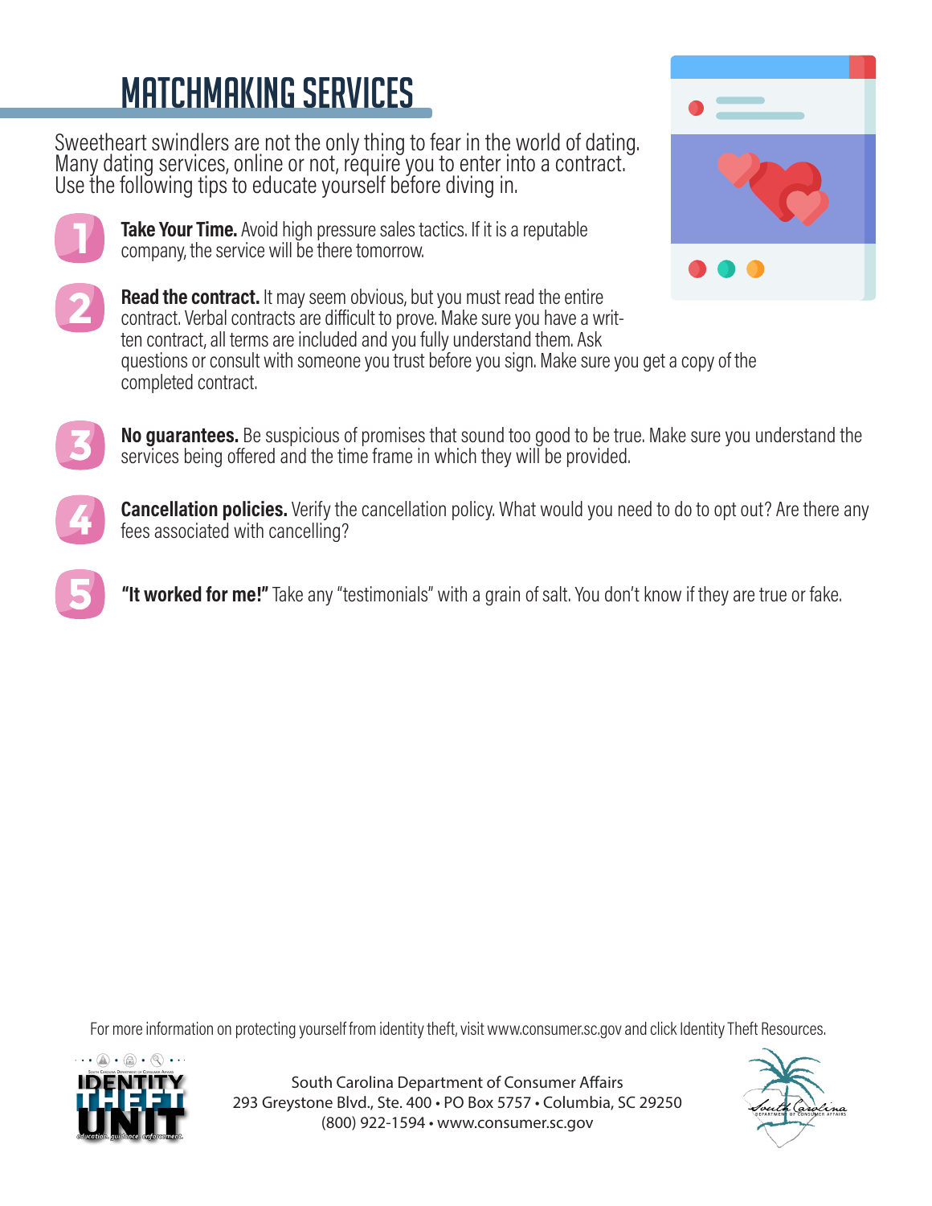# MATCHMAKING SERVICES

Sweetheart swindlers are not the only thing to fear in the world of dating. Many dating services, online or not, require you to enter into a contract. Use the following tips to educate yourself before diving in.

1. **Take Your Time.** Avoid high pressure sales tactics. If it is a reputable company, the service will be there tomorrow.
2. **Read the contract.** It may seem obvious, but you must read the entire contract. Verbal contracts are difficult to prove. Make sure you have a written contract, all terms are included and you fully understand them. Ask questions or consult with someone you trust before you sign. Make sure you get a copy of the completed contract.
3. **No guarantees.** Be suspicious of promises that sound too good to be true. Make sure you understand the services being offered and the time frame in which they will be provided.
4. **Cancellation policies.** Verify the cancellation policy. What would you need to do to opt out? Are there any fees associated with cancelling?
5. **"It worked for me!"** Take any "testimonials" with a grain of salt. You don't know if they are true or fake.

For more information on protecting yourself from identity theft, visit www.consumer.sc.gov and click Identity Theft Resources.

South Carolina Department of Consumer Affairs
293 Greystone Blvd., Ste. 400 • PO Box 5757 • Columbia, SC 29250
(800) 922-1594 • www.consumer.sc.gov